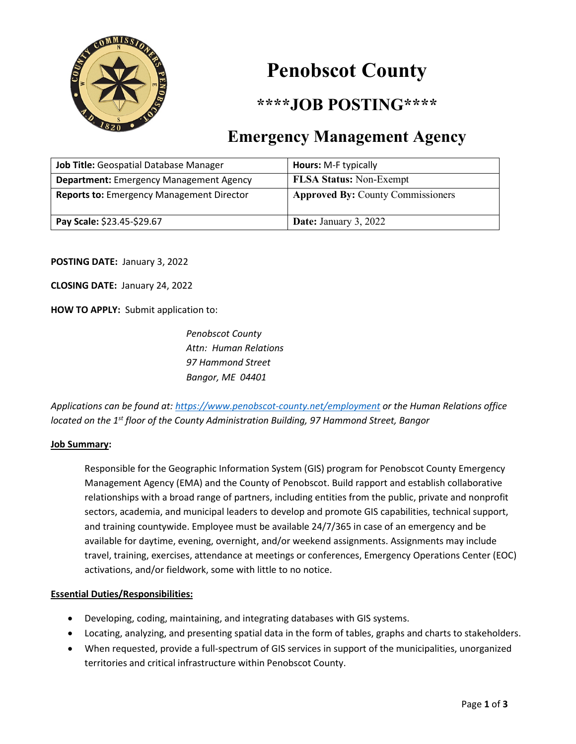# Penobscot County

## ****JOB POSTING****

## Emergency Management Agency

| | |
|---|---|
| **Job Title:** Geospatial Database Manager | **Hours:** M-F typically |
| **Department:** Emergency Management Agency | **FLSA Status:** Non-Exempt |
| **Reports to:** Emergency Management Director | **Approved By:** County Commissioners |
| **Pay Scale:** $23.45-$29.67 | **Date:** January 3, 2022 |

**POSTING DATE:** January 3, 2022

**CLOSING DATE:** January 24, 2022

**HOW TO APPLY:** Submit application to:

*Penobscot County*
*Attn: Human Relations*
*97 Hammond Street*
*Bangor, ME 04401*

*Applications can be found at: [https://www.penobscot-county.net/employment](https://www.penobscot-county.net/employment) or the Human Relations office located on the 1st floor of the County Administration Building, 97 Hammond Street, Bangor*

**Job Summary:**

Responsible for the Geographic Information System (GIS) program for Penobscot County Emergency Management Agency (EMA) and the County of Penobscot. Build rapport and establish collaborative relationships with a broad range of partners, including entities from the public, private and nonprofit sectors, academia, and municipal leaders to develop and promote GIS capabilities, technical support, and training countywide. Employee must be available 24/7/365 in case of an emergency and be available for daytime, evening, overnight, and/or weekend assignments. Assignments may include travel, training, exercises, attendance at meetings or conferences, Emergency Operations Center (EOC) activations, and/or fieldwork, some with little to no notice.

**Essential Duties/Responsibilities:**

- Developing, coding, maintaining, and integrating databases with GIS systems.
- Locating, analyzing, and presenting spatial data in the form of tables, graphs and charts to stakeholders.
- When requested, provide a full-spectrum of GIS services in support of the municipalities, unorganized territories and critical infrastructure within Penobscot County.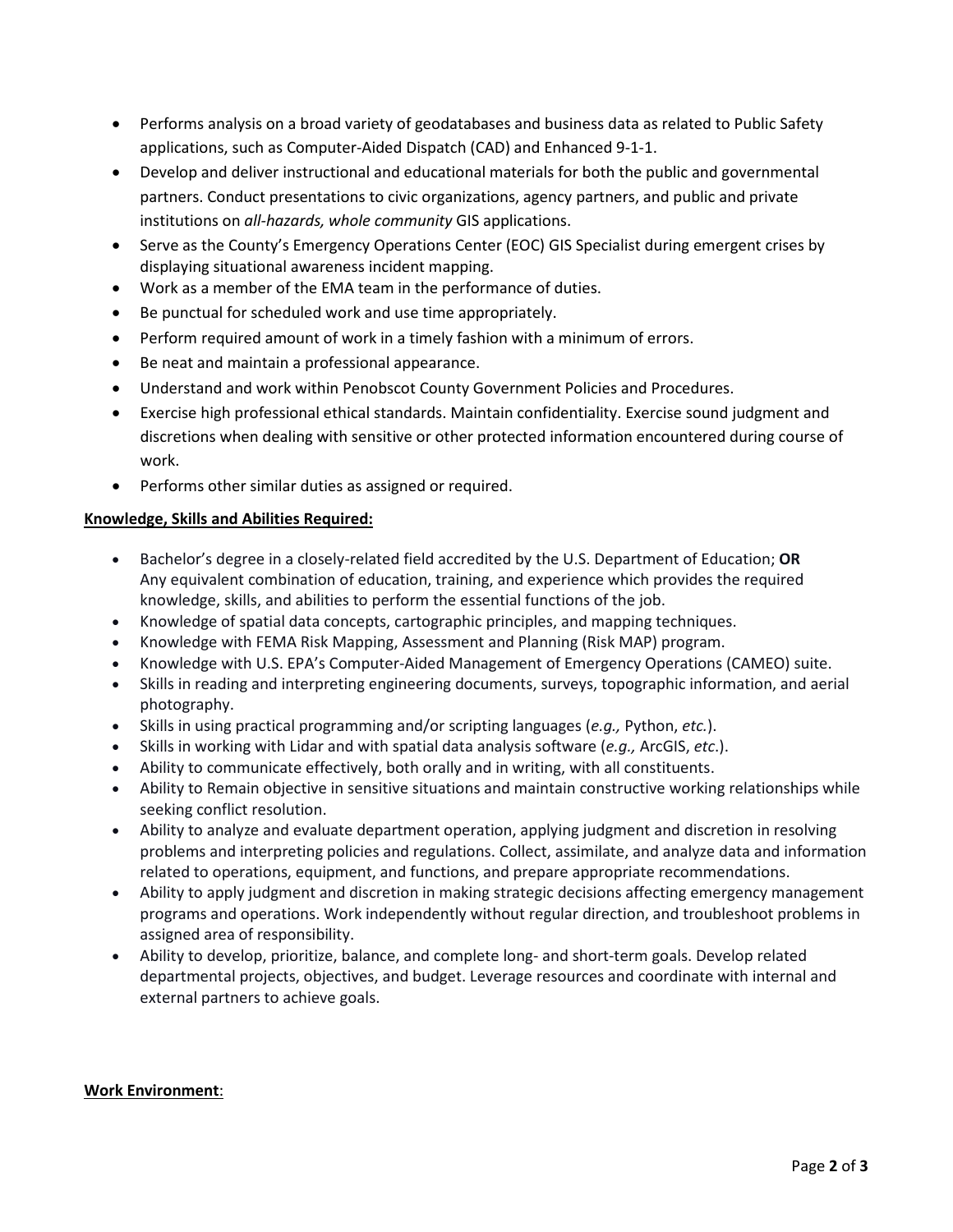- Performs analysis on a broad variety of geodatabases and business data as related to Public Safety applications, such as Computer-Aided Dispatch (CAD) and Enhanced 9-1-1.
- Develop and deliver instructional and educational materials for both the public and governmental partners. Conduct presentations to civic organizations, agency partners, and public and private institutions on *all-hazards, whole community* GIS applications.
- Serve as the County's Emergency Operations Center (EOC) GIS Specialist during emergent crises by displaying situational awareness incident mapping.
- Work as a member of the EMA team in the performance of duties.
- Be punctual for scheduled work and use time appropriately.
- Perform required amount of work in a timely fashion with a minimum of errors.
- Be neat and maintain a professional appearance.
- Understand and work within Penobscot County Government Policies and Procedures.
- Exercise high professional ethical standards. Maintain confidentiality. Exercise sound judgment and discretions when dealing with sensitive or other protected information encountered during course of work.
- Performs other similar duties as assigned or required.

**Knowledge, Skills and Abilities Required:**

- Bachelor's degree in a closely-related field accredited by the U.S. Department of Education; **OR** Any equivalent combination of education, training, and experience which provides the required knowledge, skills, and abilities to perform the essential functions of the job.
- Knowledge of spatial data concepts, cartographic principles, and mapping techniques.
- Knowledge with FEMA Risk Mapping, Assessment and Planning (Risk MAP) program.
- Knowledge with U.S. EPA's Computer-Aided Management of Emergency Operations (CAMEO) suite.
- Skills in reading and interpreting engineering documents, surveys, topographic information, and aerial photography.
- Skills in using practical programming and/or scripting languages (*e.g.,* Python, *etc.*).
- Skills in working with Lidar and with spatial data analysis software (*e.g.,* ArcGIS, *etc.*).
- Ability to communicate effectively, both orally and in writing, with all constituents.
- Ability to Remain objective in sensitive situations and maintain constructive working relationships while seeking conflict resolution.
- Ability to analyze and evaluate department operation, applying judgment and discretion in resolving problems and interpreting policies and regulations. Collect, assimilate, and analyze data and information related to operations, equipment, and functions, and prepare appropriate recommendations.
- Ability to apply judgment and discretion in making strategic decisions affecting emergency management programs and operations. Work independently without regular direction, and troubleshoot problems in assigned area of responsibility.
- Ability to develop, prioritize, balance, and complete long- and short-term goals. Develop related departmental projects, objectives, and budget. Leverage resources and coordinate with internal and external partners to achieve goals.

**Work Environment**: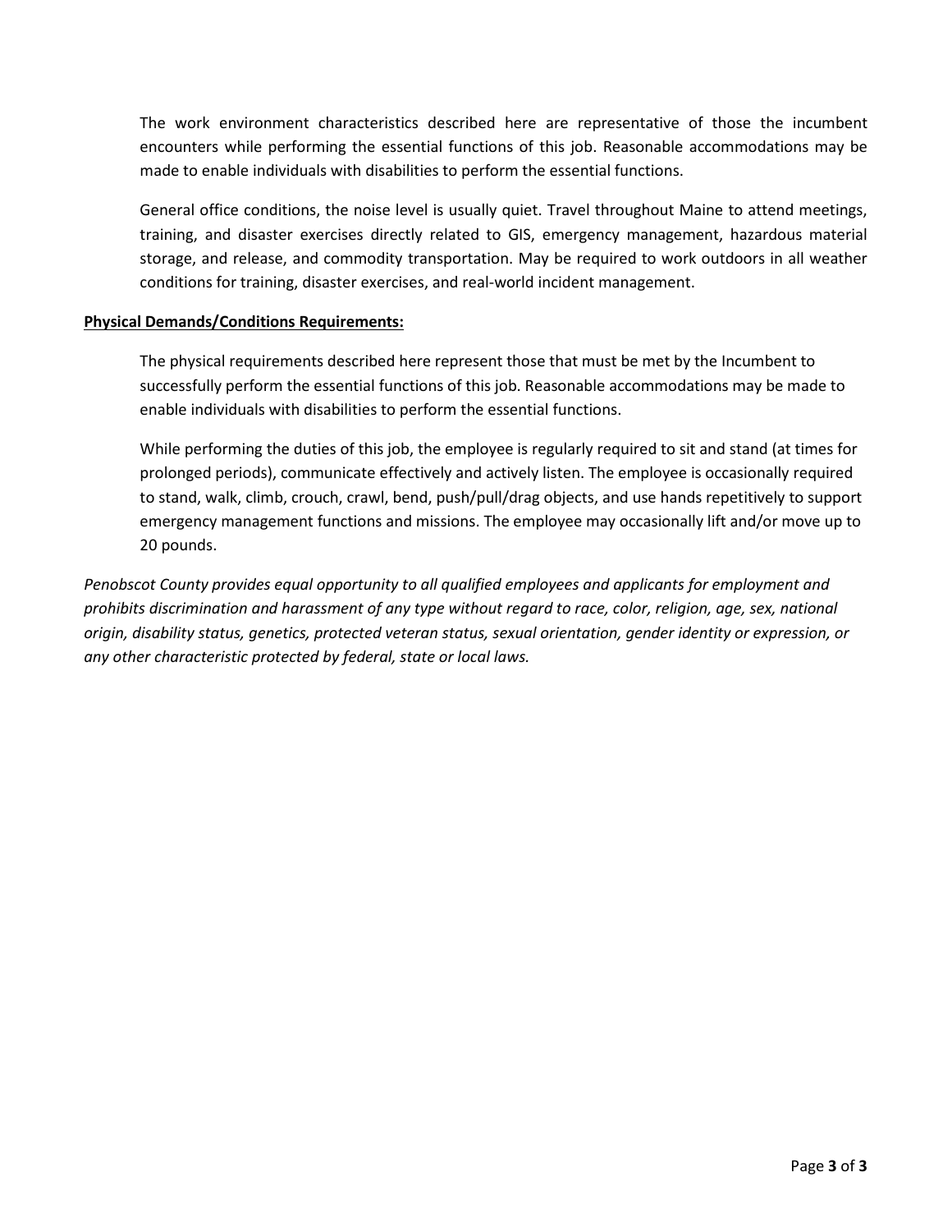The work environment characteristics described here are representative of those the incumbent encounters while performing the essential functions of this job. Reasonable accommodations may be made to enable individuals with disabilities to perform the essential functions.

General office conditions, the noise level is usually quiet. Travel throughout Maine to attend meetings, training, and disaster exercises directly related to GIS, emergency management, hazardous material storage, and release, and commodity transportation. May be required to work outdoors in all weather conditions for training, disaster exercises, and real-world incident management.

**Physical Demands/Conditions Requirements:**

The physical requirements described here represent those that must be met by the Incumbent to successfully perform the essential functions of this job. Reasonable accommodations may be made to enable individuals with disabilities to perform the essential functions.

While performing the duties of this job, the employee is regularly required to sit and stand (at times for prolonged periods), communicate effectively and actively listen. The employee is occasionally required to stand, walk, climb, crouch, crawl, bend, push/pull/drag objects, and use hands repetitively to support emergency management functions and missions. The employee may occasionally lift and/or move up to 20 pounds.

*Penobscot County provides equal opportunity to all qualified employees and applicants for employment and prohibits discrimination and harassment of any type without regard to race, color, religion, age, sex, national origin, disability status, genetics, protected veteran status, sexual orientation, gender identity or expression, or any other characteristic protected by federal, state or local laws.*